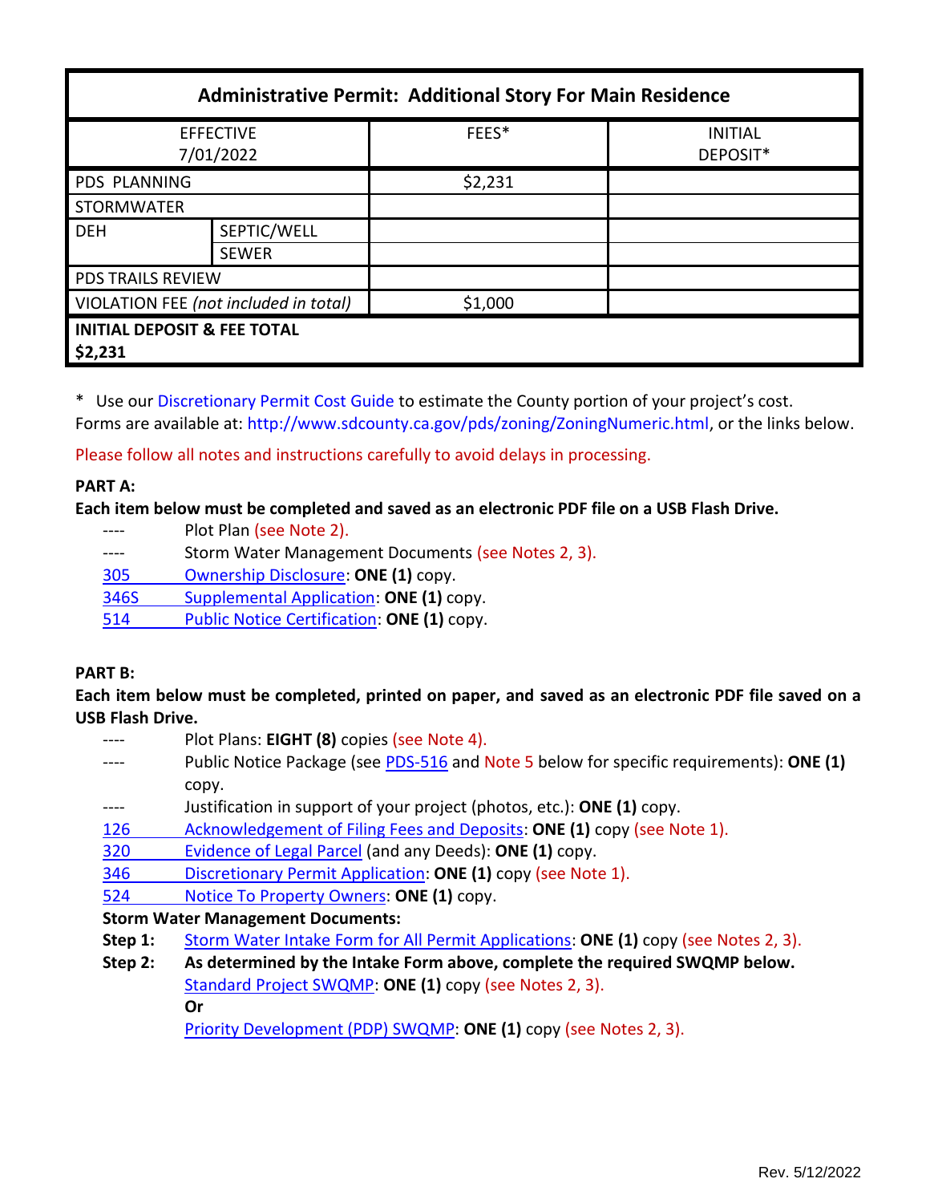| Administrative Permit: Additional Story For Main Residence | | | |
|---|---|---|---|
| EFFECTIVE 7/01/2022 | | FEES* | INITIAL DEPOSIT* |
| PDS PLANNING | | $2,231 | |
| STORMWATER | | | |
| DEH | SEPTIC/WELL | | |
| | SEWER | | |
| PDS TRAILS REVIEW | | | |
| VIOLATION FEE *(not included in total)* | | $1,000 | |
| **INITIAL DEPOSIT & FEE TOTAL $2,231** | | | |

\* Use our Discretionary Permit Cost Guide to estimate the County portion of your project's cost.
Forms are available at: http://www.sdcounty.ca.gov/pds/zoning/ZoningNumeric.html, or the links below.

Please follow all notes and instructions carefully to avoid delays in processing.

**PART A:**

**Each item below must be completed and saved as an electronic PDF file on a USB Flash Drive.**

- ---- Plot Plan (see Note 2).
- ---- Storm Water Management Documents (see Notes 2, 3).
- 305 Ownership Disclosure: **ONE (1)** copy.
- 346S Supplemental Application: **ONE (1)** copy.
- 514 Public Notice Certification: **ONE (1)** copy.

**PART B:**

**Each item below must be completed, printed on paper, and saved as an electronic PDF file saved on a USB Flash Drive.**

- ---- Plot Plans: **EIGHT (8)** copies (see Note 4).
- ---- Public Notice Package (see PDS-516 and Note 5 below for specific requirements): **ONE (1)** copy.
- ---- Justification in support of your project (photos, etc.): **ONE (1)** copy.
- 126 Acknowledgement of Filing Fees and Deposits: **ONE (1)** copy (see Note 1).
- 320 Evidence of Legal Parcel (and any Deeds): **ONE (1)** copy.
- 346 Discretionary Permit Application: **ONE (1)** copy (see Note 1).
- 524 Notice To Property Owners: **ONE (1)** copy.

**Storm Water Management Documents:**

**Step 1:** Storm Water Intake Form for All Permit Applications: **ONE (1)** copy (see Notes 2, 3).

**Step 2:** **As determined by the Intake Form above, complete the required SWQMP below.**

Standard Project SWQMP: **ONE (1)** copy (see Notes 2, 3).

**Or**

Priority Development (PDP) SWQMP: **ONE (1)** copy (see Notes 2, 3).

Rev. 5/12/2022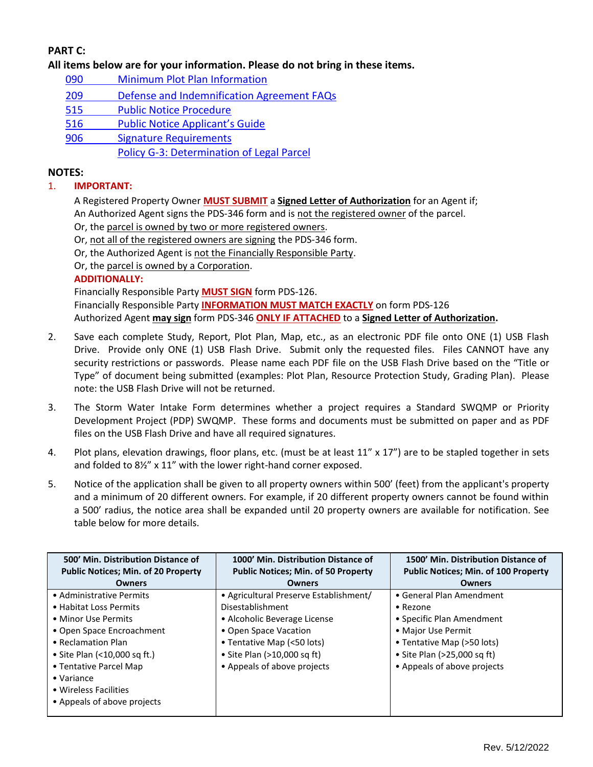**PART C:**

**All items below are for your information. Please do not bring in these items.**

- 090 Minimum Plot Plan Information
- 209 Defense and Indemnification Agreement FAQs
- 515 Public Notice Procedure
- 516 Public Notice Applicant's Guide
- 906 Signature Requirements
- Policy G-3: Determination of Legal Parcel

**NOTES:**

1. **IMPORTANT:**

   A Registered Property Owner **MUST SUBMIT** a **Signed Letter of Authorization** for an Agent if;
   An Authorized Agent signs the PDS-346 form and is not the registered owner of the parcel.
   Or, the parcel is owned by two or more registered owners.
   Or, not all of the registered owners are signing the PDS-346 form.
   Or, the Authorized Agent is not the Financially Responsible Party.
   Or, the parcel is owned by a Corporation.

   **ADDITIONALLY:**

   Financially Responsible Party **MUST SIGN** form PDS-126.
   Financially Responsible Party **INFORMATION MUST MATCH EXACTLY** on form PDS-126
   Authorized Agent **may sign** form PDS-346 **ONLY IF ATTACHED** to a **Signed Letter of Authorization.**

2. Save each complete Study, Report, Plot Plan, Map, etc., as an electronic PDF file onto ONE (1) USB Flash Drive. Provide only ONE (1) USB Flash Drive. Submit only the requested files. Files CANNOT have any security restrictions or passwords. Please name each PDF file on the USB Flash Drive based on the "Title or Type" of document being submitted (examples: Plot Plan, Resource Protection Study, Grading Plan). Please note: the USB Flash Drive will not be returned.

3. The Storm Water Intake Form determines whether a project requires a Standard SWQMP or Priority Development Project (PDP) SWQMP. These forms and documents must be submitted on paper and as PDF files on the USB Flash Drive and have all required signatures.

4. Plot plans, elevation drawings, floor plans, etc. (must be at least 11" x 17") are to be stapled together in sets and folded to 8½" x 11" with the lower right-hand corner exposed.

5. Notice of the application shall be given to all property owners within 500' (feet) from the applicant's property and a minimum of 20 different owners. For example, if 20 different property owners cannot be found within a 500' radius, the notice area shall be expanded until 20 property owners are available for notification. See table below for more details.

| 500' Min. Distribution Distance of Public Notices; Min. of 20 Property Owners | 1000' Min. Distribution Distance of Public Notices; Min. of 50 Property Owners | 1500' Min. Distribution Distance of Public Notices; Min. of 100 Property Owners |
|---|---|---|
| • Administrative Permits<br>• Habitat Loss Permits<br>• Minor Use Permits<br>• Open Space Encroachment<br>• Reclamation Plan<br>• Site Plan (<10,000 sq ft.)<br>• Tentative Parcel Map<br>• Variance<br>• Wireless Facilities<br>• Appeals of above projects | • Agricultural Preserve Establishment/ Disestablishment<br>• Alcoholic Beverage License<br>• Open Space Vacation<br>• Tentative Map (<50 lots)<br>• Site Plan (>10,000 sq ft)<br>• Appeals of above projects | • General Plan Amendment<br>• Rezone<br>• Specific Plan Amendment<br>• Major Use Permit<br>• Tentative Map (>50 lots)<br>• Site Plan (>25,000 sq ft)<br>• Appeals of above projects |

Rev. 5/12/2022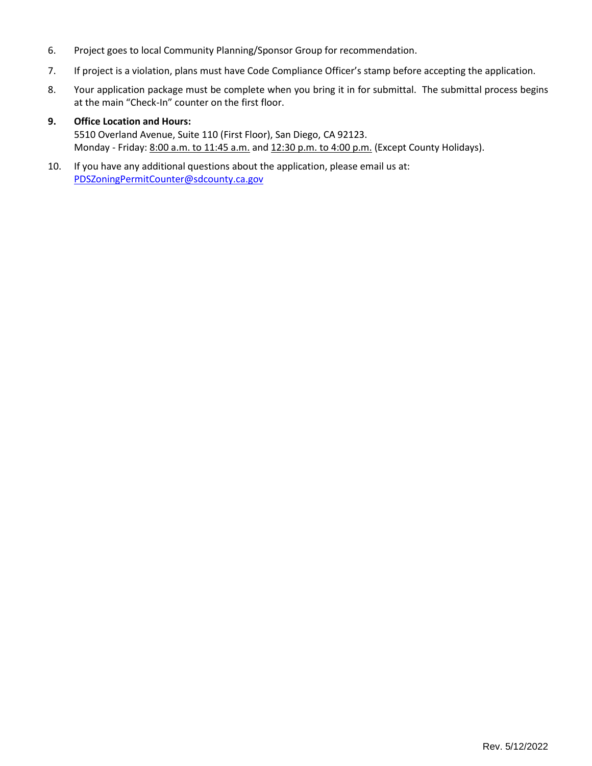6. Project goes to local Community Planning/Sponsor Group for recommendation.
7. If project is a violation, plans must have Code Compliance Officer's stamp before accepting the application.
8. Your application package must be complete when you bring it in for submittal. The submittal process begins at the main "Check-In" counter on the first floor.
9. **Office Location and Hours:**
   5510 Overland Avenue, Suite 110 (First Floor), San Diego, CA 92123.
   Monday - Friday: 8:00 a.m. to 11:45 a.m. and 12:30 p.m. to 4:00 p.m. (Except County Holidays).
10. If you have any additional questions about the application, please email us at:
    PDSZoningPermitCounter@sdcounty.ca.gov

Rev. 5/12/2022